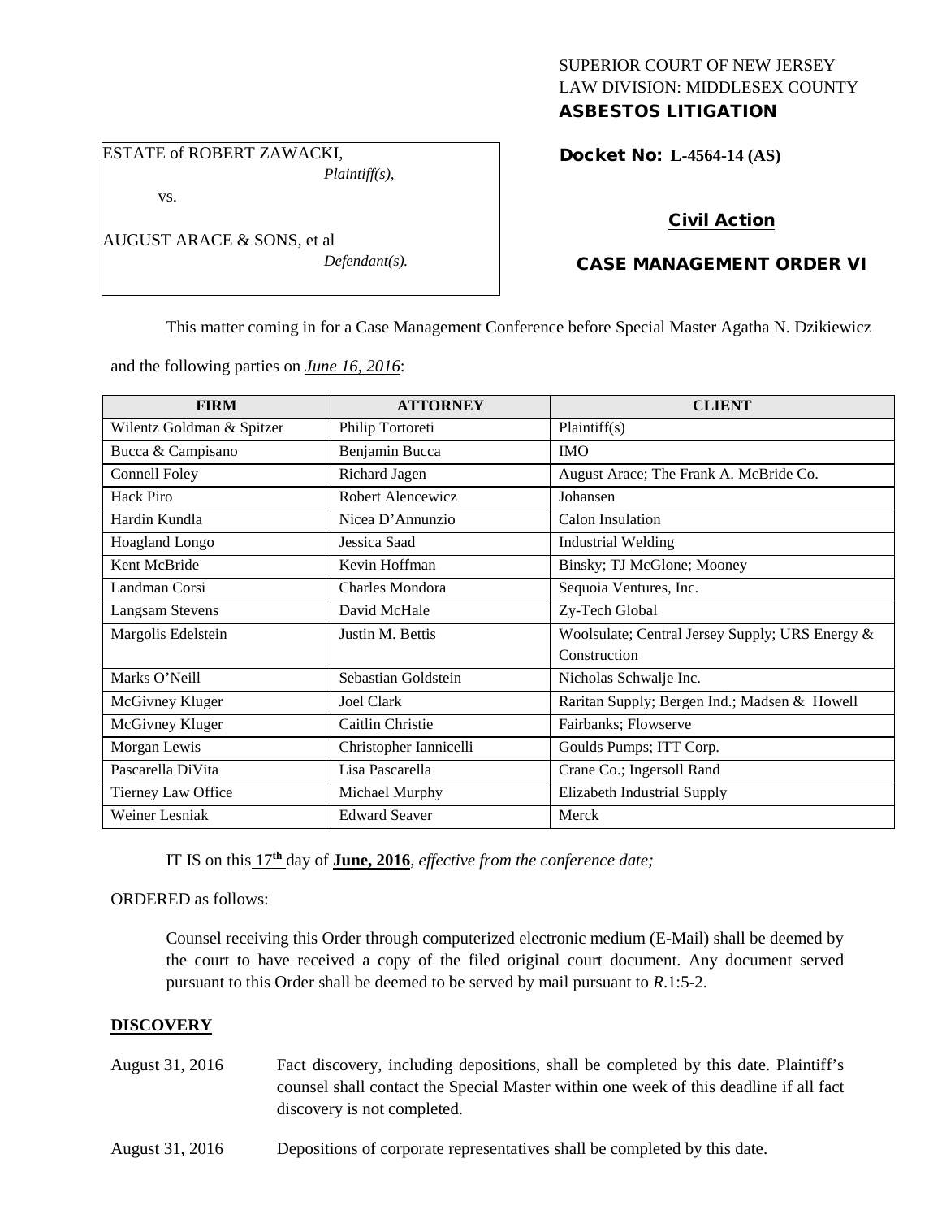SUPERIOR COURT OF NEW JERSEY
LAW DIVISION: MIDDLESEX COUNTY
**ASBESTOS LITIGATION**

ESTATE of ROBERT ZAWACKI,
*Plaintiff(s),*

vs.

AUGUST ARACE & SONS, et al
*Defendant(s).*

**Docket No: L-4564-14 (AS)**

**Civil Action**

**CASE MANAGEMENT ORDER VI**

This matter coming in for a Case Management Conference before Special Master Agatha N. Dzikiewicz and the following parties on ***June 16, 2016***:

| FIRM | ATTORNEY | CLIENT |
|---|---|---|
| Wilentz Goldman & Spitzer | Philip Tortoreti | Plaintiff(s) |
| Bucca & Campisano | Benjamin Bucca | IMO |
| Connell Foley | Richard Jagen | August Arace; The Frank A. McBride Co. |
| Hack Piro | Robert Alencewicz | Johansen |
| Hardin Kundla | Nicea D'Annunzio | Calon Insulation |
| Hoagland Longo | Jessica Saad | Industrial Welding |
| Kent McBride | Kevin Hoffman | Binsky; TJ McGlone; Mooney |
| Landman Corsi | Charles Mondora | Sequoia Ventures, Inc. |
| Langsam Stevens | David McHale | Zy-Tech Global |
| Margolis Edelstein | Justin M. Bettis | Woolsulate; Central Jersey Supply; URS Energy & Construction |
| Marks O'Neill | Sebastian Goldstein | Nicholas Schwalje Inc. |
| McGivney Kluger | Joel Clark | Raritan Supply; Bergen Ind.; Madsen & Howell |
| McGivney Kluger | Caitlin Christie | Fairbanks; Flowserve |
| Morgan Lewis | Christopher Iannicelli | Goulds Pumps; ITT Corp. |
| Pascarella DiVita | Lisa Pascarella | Crane Co.; Ingersoll Rand |
| Tierney Law Office | Michael Murphy | Elizabeth Industrial Supply |
| Weiner Lesniak | Edward Seaver | Merck |

IT IS on this 17th day of **June, 2016**, *effective from the conference date;*

ORDERED as follows:

Counsel receiving this Order through computerized electronic medium (E-Mail) shall be deemed by the court to have received a copy of the filed original court document. Any document served pursuant to this Order shall be deemed to be served by mail pursuant to *R*.1:5-2.

**DISCOVERY**

August 31, 2016 — Fact discovery, including depositions, shall be completed by this date. Plaintiff's counsel shall contact the Special Master within one week of this deadline if all fact discovery is not completed.

August 31, 2016 — Depositions of corporate representatives shall be completed by this date.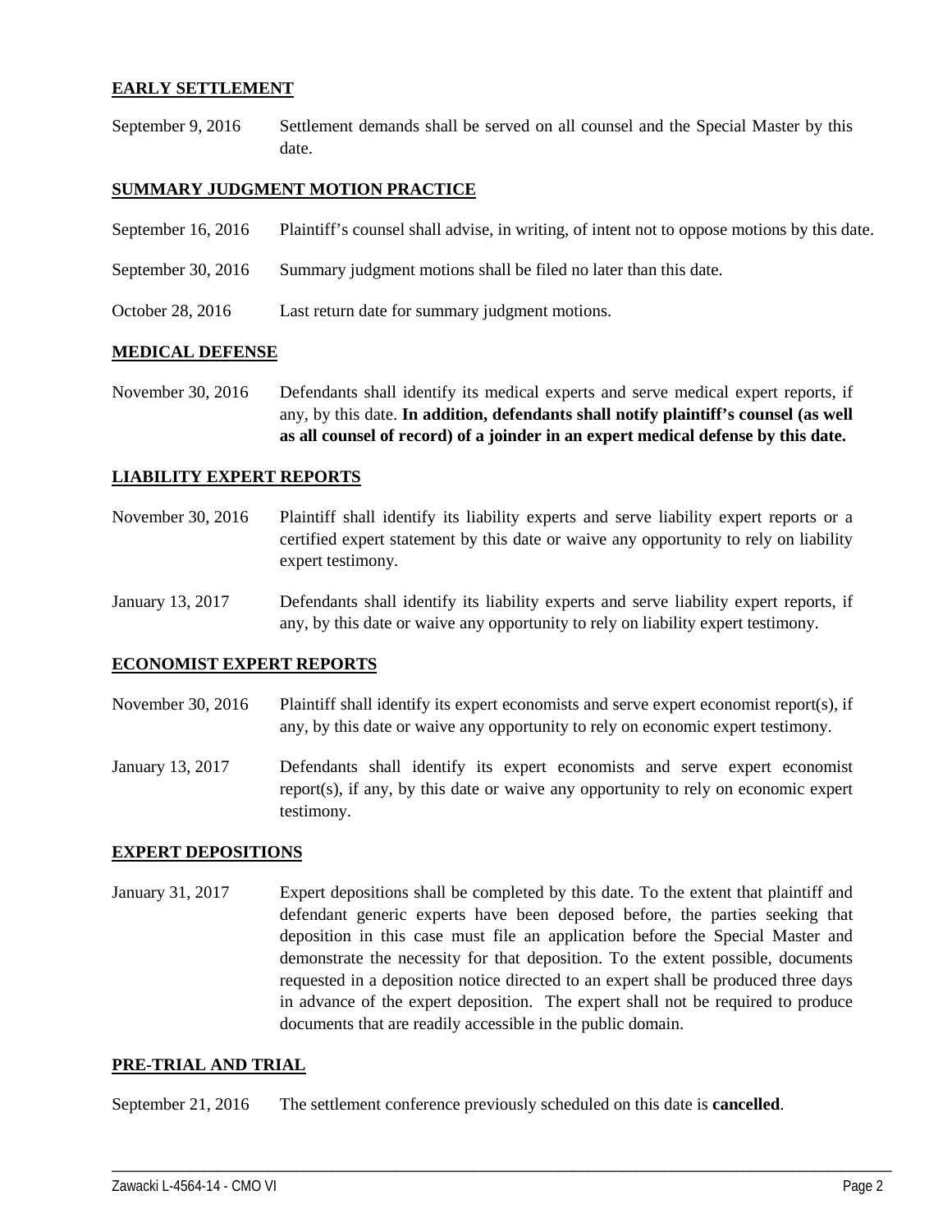## EARLY SETTLEMENT

September 9, 2016 Settlement demands shall be served on all counsel and the Special Master by this date.

## SUMMARY JUDGMENT MOTION PRACTICE

September 16, 2016 Plaintiff's counsel shall advise, in writing, of intent not to oppose motions by this date.

September 30, 2016 Summary judgment motions shall be filed no later than this date.

October 28, 2016 Last return date for summary judgment motions.

## MEDICAL DEFENSE

November 30, 2016 Defendants shall identify its medical experts and serve medical expert reports, if any, by this date. **In addition, defendants shall notify plaintiff's counsel (as well as all counsel of record) of a joinder in an expert medical defense by this date.**

## LIABILITY EXPERT REPORTS

November 30, 2016 Plaintiff shall identify its liability experts and serve liability expert reports or a certified expert statement by this date or waive any opportunity to rely on liability expert testimony.

January 13, 2017 Defendants shall identify its liability experts and serve liability expert reports, if any, by this date or waive any opportunity to rely on liability expert testimony.

## ECONOMIST EXPERT REPORTS

November 30, 2016 Plaintiff shall identify its expert economists and serve expert economist report(s), if any, by this date or waive any opportunity to rely on economic expert testimony.

January 13, 2017 Defendants shall identify its expert economists and serve expert economist report(s), if any, by this date or waive any opportunity to rely on economic expert testimony.

## EXPERT DEPOSITIONS

January 31, 2017 Expert depositions shall be completed by this date. To the extent that plaintiff and defendant generic experts have been deposed before, the parties seeking that deposition in this case must file an application before the Special Master and demonstrate the necessity for that deposition. To the extent possible, documents requested in a deposition notice directed to an expert shall be produced three days in advance of the expert deposition. The expert shall not be required to produce documents that are readily accessible in the public domain.

## PRE-TRIAL AND TRIAL

September 21, 2016 The settlement conference previously scheduled on this date is **cancelled**.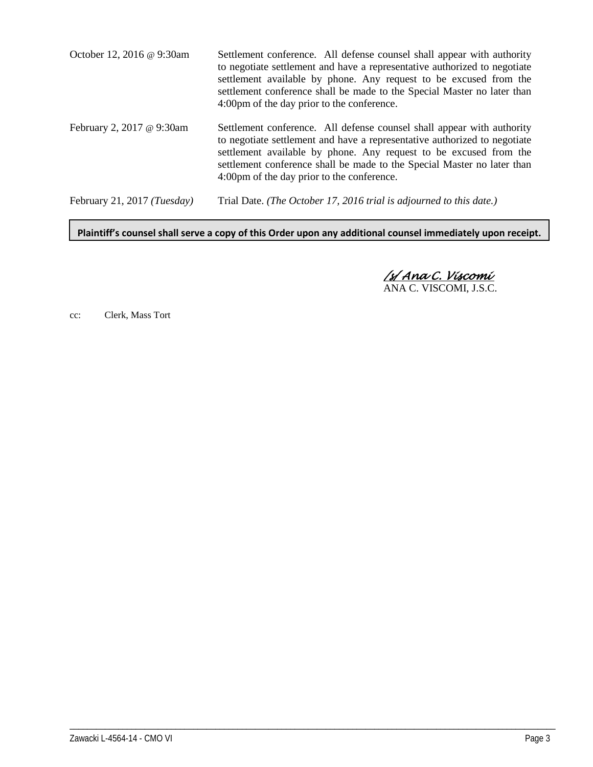| | |
|---|---|
| October 12, 2016 @ 9:30am | Settlement conference. All defense counsel shall appear with authority to negotiate settlement and have a representative authorized to negotiate settlement available by phone. Any request to be excused from the settlement conference shall be made to the Special Master no later than 4:00pm of the day prior to the conference. |
| February 2, 2017 @ 9:30am | Settlement conference. All defense counsel shall appear with authority to negotiate settlement and have a representative authorized to negotiate settlement available by phone. Any request to be excused from the settlement conference shall be made to the Special Master no later than 4:00pm of the day prior to the conference. |
| February 21, 2017 *(Tuesday)* | Trial Date. *(The October 17, 2016 trial is adjourned to this date.)* |

**Plaintiff's counsel shall serve a copy of this Order upon any additional counsel immediately upon receipt.**

*/s/ Ana C. Viscomi*
ANA C. VISCOMI, J.S.C.

cc: Clerk, Mass Tort